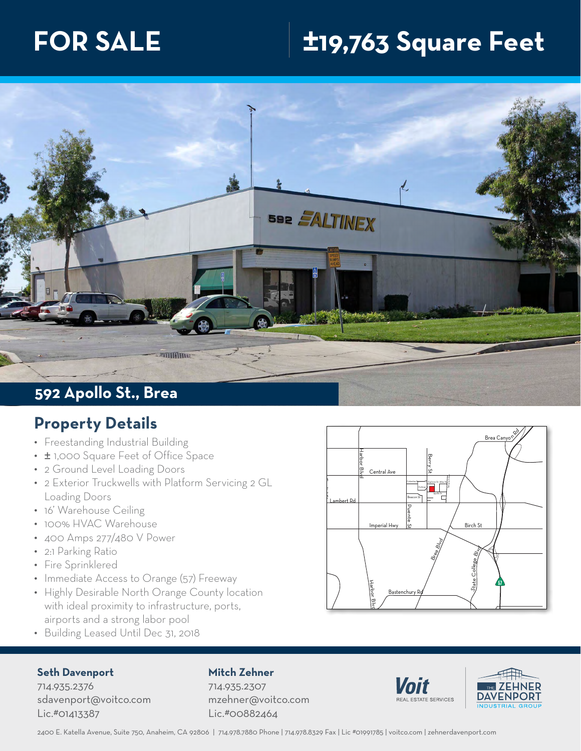# FOR SALE

# ±19,763 Square Feet

## 592 Apollo St., Brea

## Property Details

- Freestanding Industrial Building
- ± 1,000 Square Feet of Office Space
- 2 Ground Level Loading Doors
- 2 Exterior Truckwells with Platform Servicing 2 GL Loading Doors
- 16' Warehouse Ceiling
- 100% HVAC Warehouse
- 400 Amps 277/480 V Power
- 2:1 Parking Ratio
- Fire Sprinklered
- Immediate Access to Orange (57) Freeway
- Highly Desirable North Orange County location with ideal proximity to infrastructure, ports, airports and a strong labor pool
- Building Leased Until Dec 31, 2018

**Seth Davenport**
714.935.2376
sdavenport@voitco.com
Lic.#01413387

**Mitch Zehner**
714.935.2307
mzehner@voitco.com
Lic.#00882464

Voit REAL ESTATE SERVICES

THE ZEHNER DAVENPORT INDUSTRIAL GROUP

2400 E. Katella Avenue, Suite 750, Anaheim, CA 92806 | 714.978.7880 Phone | 714.978.8329 Fax | Lic #01991785 | voitco.com | zehnerdavenport.com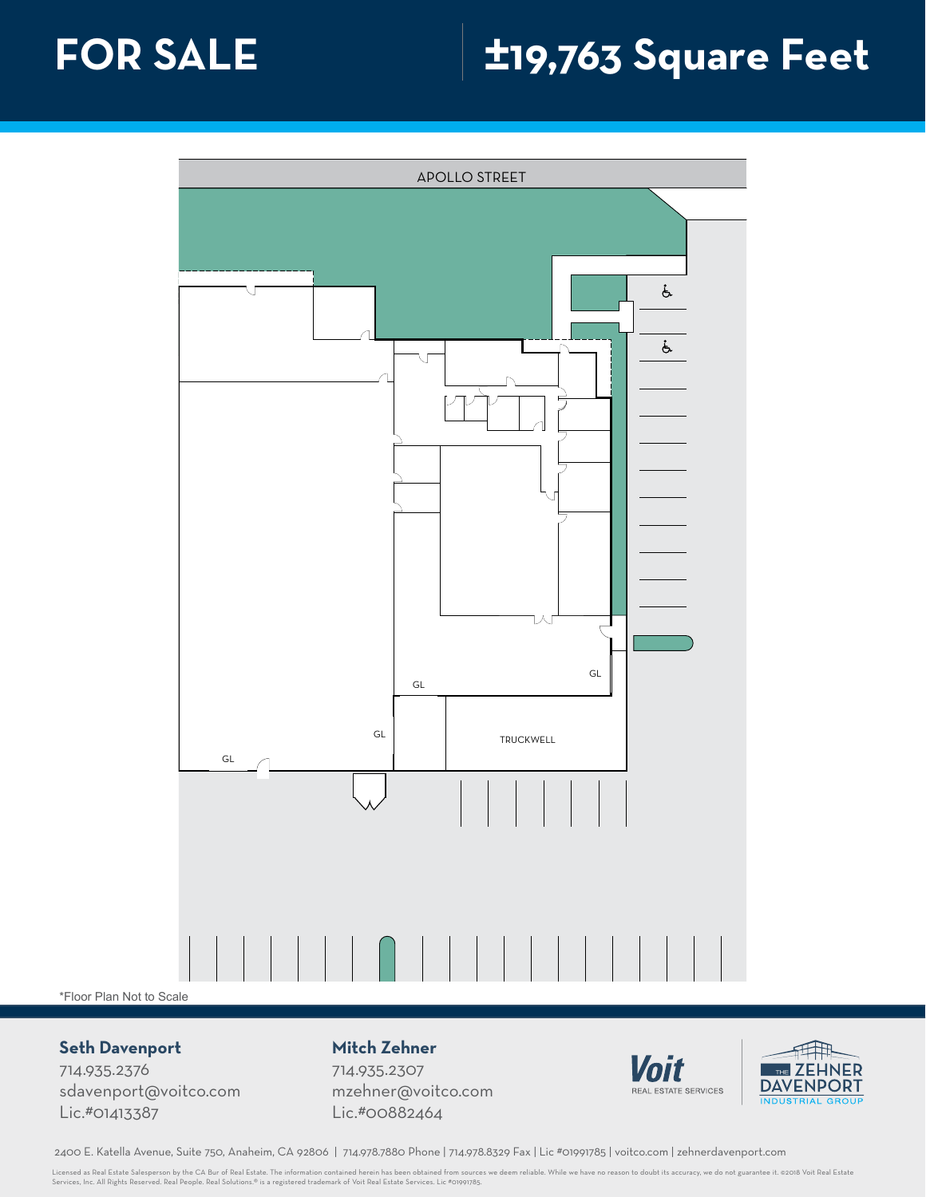# FOR SALE

# ±19,763 Square Feet

APOLLO STREET

GL

GL

GL

GL

TRUCKWELL

*Floor Plan Not to Scale

**Seth Davenport**
714.935.2376
sdavenport@voitco.com
Lic.#01413387

**Mitch Zehner**
714.935.2307
mzehner@voitco.com
Lic.#00882464

Voit REAL ESTATE SERVICES

THE ZEHNER DAVENPORT INDUSTRIAL GROUP

2400 E. Katella Avenue, Suite 750, Anaheim, CA 92806 | 714.978.7880 Phone | 714.978.8329 Fax | Lic #01991785 | voitco.com | zehnerdavenport.com

Licensed as Real Estate Salesperson by the CA Bur of Real Estate. The information contained herein has been obtained from sources we deem reliable. While we have no reason to doubt its accuracy, we do not guarantee it. ©2018 Voit Real Estate Services, Inc. All Rights Reserved. Real People. Real Solutions.® is a registered trademark of Voit Real Estate Services. Lic #01991785.